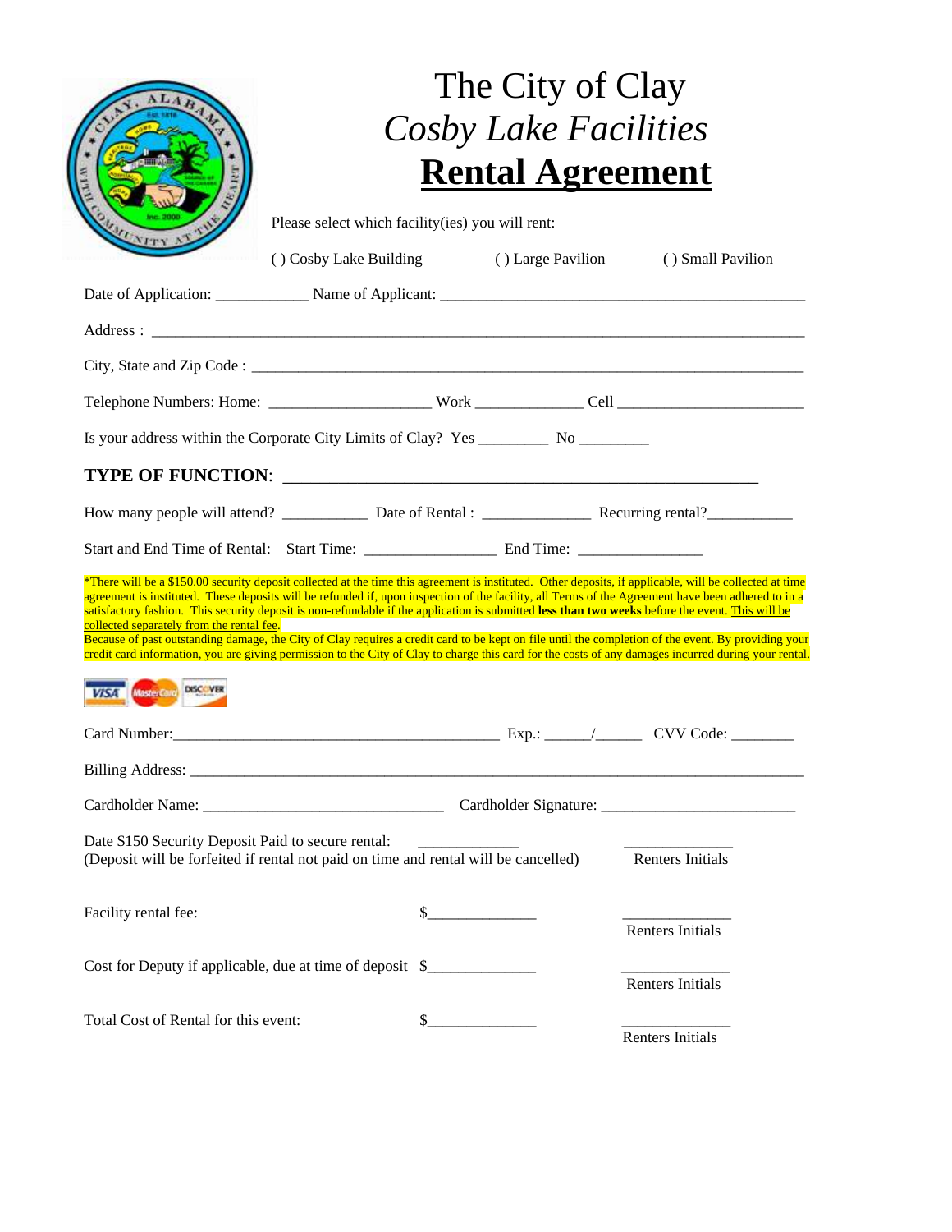# The City of Clay

## *Cosby Lake Facilities*

## Rental Agreement

Please select which facility(ies) you will rent:

( ) Cosby Lake Building ( ) Large Pavilion ( ) Small Pavilion

Date of Application: ___________ Name of Applicant: ______________________________________________

Address : ______________________________________________________________________________

City, State and Zip Code : ______________________________________________________________________

Telephone Numbers: Home: ____________________ Work _____________ Cell ________________________

Is your address within the Corporate City Limits of Clay? Yes ________ No ________

**TYPE OF FUNCTION**: ________________________________________________________

How many people will attend? __________ Date of Rental : _____________ Recurring rental?__________

Start and End Time of Rental: Start Time: ________________ End Time: _______________

*There will be a $150.00 security deposit collected at the time this agreement is instituted. Other deposits, if applicable, will be collected at time agreement is instituted. These deposits will be refunded if, upon inspection of the facility, all Terms of the Agreement have been adhered to in a satisfactory fashion. This security deposit is non-refundable if the application is submitted **less than two weeks** before the event. This will be collected separately from the rental fee.

Because of past outstanding damage, the City of Clay requires a credit card to be kept on file until the completion of the event. By providing your credit card information, you are giving permission to the City of Clay to charge this card for the costs of any damages incurred during your rental.

VISA MasterCard DISCOVER

Card Number:________________________________________ Exp.: ______/______ CVV Code: ________

Billing Address: _________________________________________________________________________

Cardholder Name: ______________________________ Cardholder Signature: ________________________

Date $150 Security Deposit Paid to secure rental: ____________ ____________
(Deposit will be forfeited if rental not paid on time and rental will be cancelled) Renters Initials

Facility rental fee: $_____________ ____________
Renters Initials

Cost for Deputy if applicable, due at time of deposit $_____________ ____________
Renters Initials

Total Cost of Rental for this event: $_____________ ____________
Renters Initials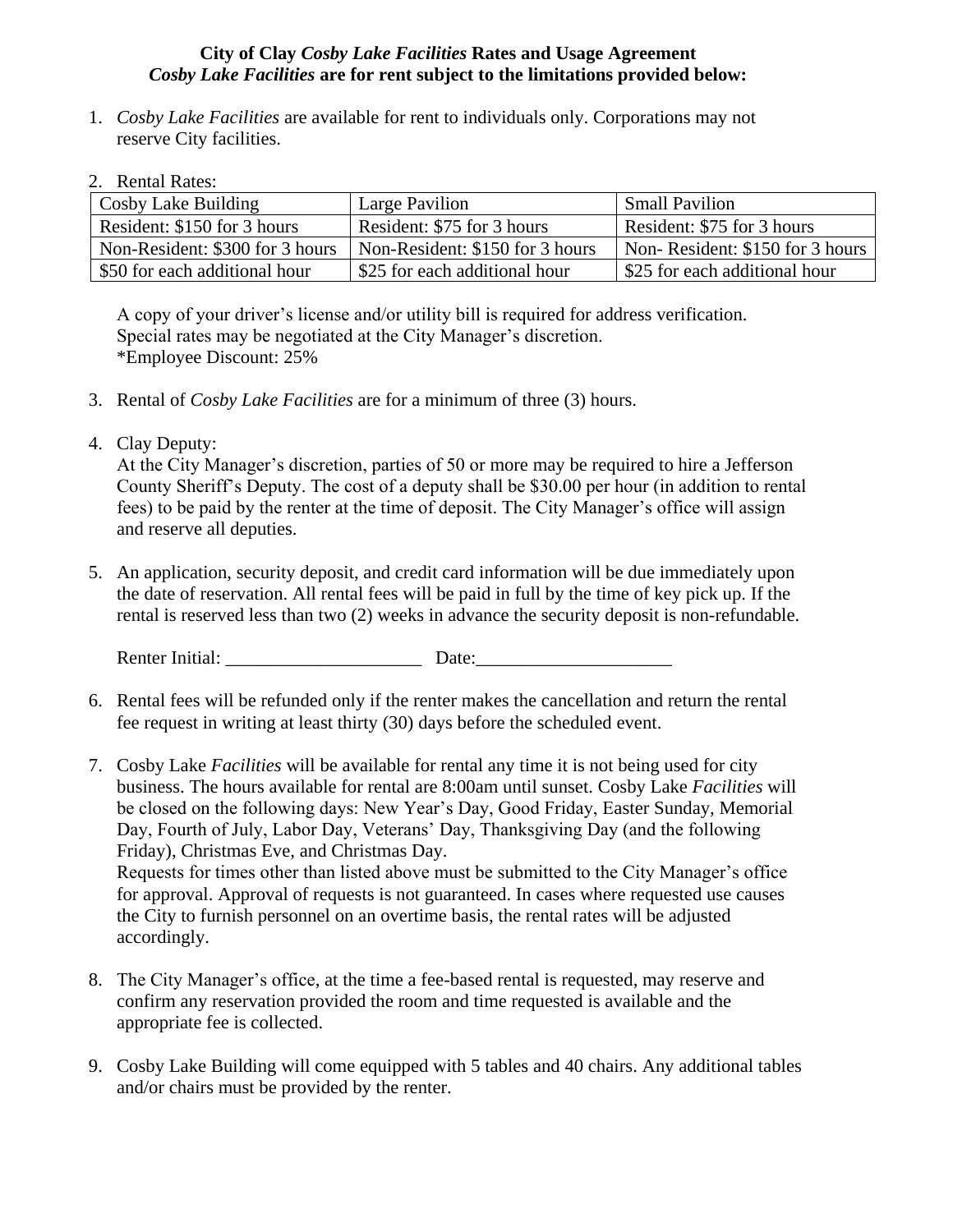**City of Clay *Cosby Lake Facilities* Rates and Usage Agreement**
***Cosby Lake Facilities* are for rent subject to the limitations provided below:**

1. *Cosby Lake Facilities* are available for rent to individuals only. Corporations may not reserve City facilities.

2. Rental Rates:

| Cosby Lake Building | Large Pavilion | Small Pavilion |
|---|---|---|
| Resident: $150 for 3 hours | Resident: $75 for 3 hours | Resident: $75 for 3 hours |
| Non-Resident: $300 for 3 hours | Non-Resident: $150 for 3 hours | Non- Resident: $150 for 3 hours |
| $50 for each additional hour | $25 for each additional hour | $25 for each additional hour |

   A copy of your driver's license and/or utility bill is required for address verification.
   Special rates may be negotiated at the City Manager's discretion.
   *Employee Discount: 25%

3. Rental of *Cosby Lake Facilities* are for a minimum of three (3) hours.

4. Clay Deputy:
   At the City Manager's discretion, parties of 50 or more may be required to hire a Jefferson County Sheriff's Deputy. The cost of a deputy shall be $30.00 per hour (in addition to rental fees) to be paid by the renter at the time of deposit. The City Manager's office will assign and reserve all deputies.

5. An application, security deposit, and credit card information will be due immediately upon the date of reservation. All rental fees will be paid in full by the time of key pick up. If the rental is reserved less than two (2) weeks in advance the security deposit is non-refundable.

   Renter Initial: _____________________ Date:_____________________

6. Rental fees will be refunded only if the renter makes the cancellation and return the rental fee request in writing at least thirty (30) days before the scheduled event.

7. Cosby Lake *Facilities* will be available for rental any time it is not being used for city business. The hours available for rental are 8:00am until sunset. Cosby Lake *Facilities* will be closed on the following days: New Year's Day, Good Friday, Easter Sunday, Memorial Day, Fourth of July, Labor Day, Veterans' Day, Thanksgiving Day (and the following Friday), Christmas Eve, and Christmas Day.
   Requests for times other than listed above must be submitted to the City Manager's office for approval. Approval of requests is not guaranteed. In cases where requested use causes the City to furnish personnel on an overtime basis, the rental rates will be adjusted accordingly.

8. The City Manager's office, at the time a fee-based rental is requested, may reserve and confirm any reservation provided the room and time requested is available and the appropriate fee is collected.

9. Cosby Lake Building will come equipped with 5 tables and 40 chairs. Any additional tables and/or chairs must be provided by the renter.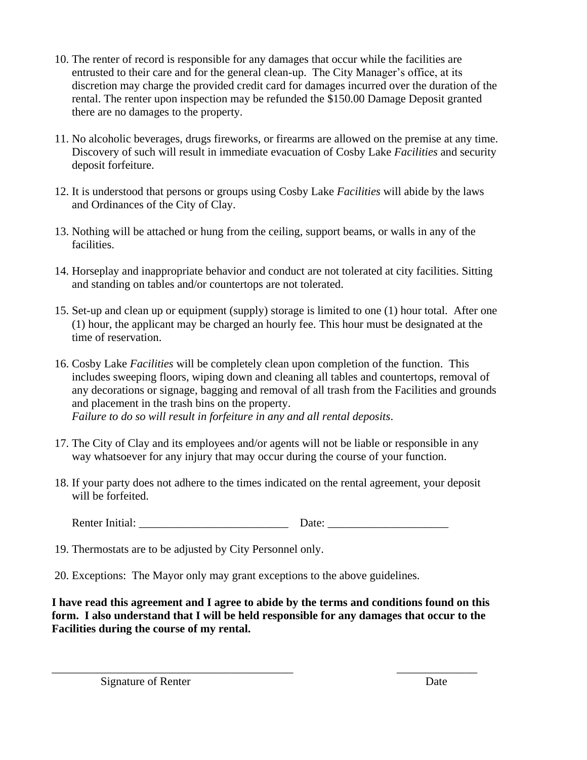10. The renter of record is responsible for any damages that occur while the facilities are entrusted to their care and for the general clean-up. The City Manager's office, at its discretion may charge the provided credit card for damages incurred over the duration of the rental. The renter upon inspection may be refunded the $150.00 Damage Deposit granted there are no damages to the property.

11. No alcoholic beverages, drugs fireworks, or firearms are allowed on the premise at any time. Discovery of such will result in immediate evacuation of Cosby Lake *Facilities* and security deposit forfeiture.

12. It is understood that persons or groups using Cosby Lake *Facilities* will abide by the laws and Ordinances of the City of Clay.

13. Nothing will be attached or hung from the ceiling, support beams, or walls in any of the facilities.

14. Horseplay and inappropriate behavior and conduct are not tolerated at city facilities. Sitting and standing on tables and/or countertops are not tolerated.

15. Set-up and clean up or equipment (supply) storage is limited to one (1) hour total. After one (1) hour, the applicant may be charged an hourly fee. This hour must be designated at the time of reservation.

16. Cosby Lake *Facilities* will be completely clean upon completion of the function. This includes sweeping floors, wiping down and cleaning all tables and countertops, removal of any decorations or signage, bagging and removal of all trash from the Facilities and grounds and placement in the trash bins on the property.
    *Failure to do so will result in forfeiture in any and all rental deposits*.

17. The City of Clay and its employees and/or agents will not be liable or responsible in any way whatsoever for any injury that may occur during the course of your function.

18. If your party does not adhere to the times indicated on the rental agreement, your deposit will be forfeited.

    Renter Initial: __________________________ Date: _____________________

19. Thermostats are to be adjusted by City Personnel only.

20. Exceptions: The Mayor only may grant exceptions to the above guidelines.

**I have read this agreement and I agree to abide by the terms and conditions found on this form. I also understand that I will be held responsible for any damages that occur to the Facilities during the course of my rental.**

___________________________________________ ______________

Signature of Renter Date